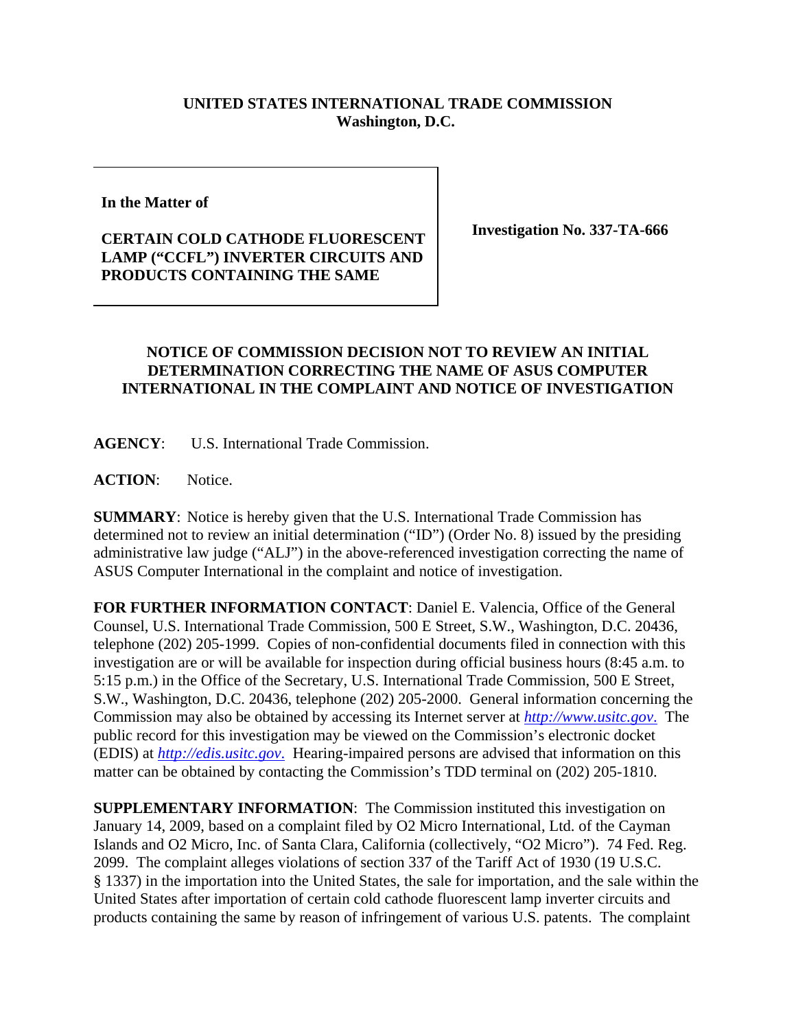**UNITED STATES INTERNATIONAL TRADE COMMISSION**
**Washington, D.C.**

| **In the Matter of** <br><br> **CERTAIN COLD CATHODE FLUORESCENT LAMP ("CCFL") INVERTER CIRCUITS AND PRODUCTS CONTAINING THE SAME** | **Investigation No. 337-TA-666** |
|---|---|

## NOTICE OF COMMISSION DECISION NOT TO REVIEW AN INITIAL DETERMINATION CORRECTING THE NAME OF ASUS COMPUTER INTERNATIONAL IN THE COMPLAINT AND NOTICE OF INVESTIGATION

**AGENCY**: U.S. International Trade Commission.

**ACTION**: Notice.

**SUMMARY**: Notice is hereby given that the U.S. International Trade Commission has determined not to review an initial determination ("ID") (Order No. 8) issued by the presiding administrative law judge ("ALJ") in the above-referenced investigation correcting the name of ASUS Computer International in the complaint and notice of investigation.

**FOR FURTHER INFORMATION CONTACT**: Daniel E. Valencia, Office of the General Counsel, U.S. International Trade Commission, 500 E Street, S.W., Washington, D.C. 20436, telephone (202) 205-1999. Copies of non-confidential documents filed in connection with this investigation are or will be available for inspection during official business hours (8:45 a.m. to 5:15 p.m.) in the Office of the Secretary, U.S. International Trade Commission, 500 E Street, S.W., Washington, D.C. 20436, telephone (202) 205-2000. General information concerning the Commission may also be obtained by accessing its Internet server at *http://www.usitc.gov*. The public record for this investigation may be viewed on the Commission's electronic docket (EDIS) at *http://edis.usitc.gov*. Hearing-impaired persons are advised that information on this matter can be obtained by contacting the Commission's TDD terminal on (202) 205-1810.

**SUPPLEMENTARY INFORMATION**: The Commission instituted this investigation on January 14, 2009, based on a complaint filed by O2 Micro International, Ltd. of the Cayman Islands and O2 Micro, Inc. of Santa Clara, California (collectively, "O2 Micro"). 74 Fed. Reg. 2099. The complaint alleges violations of section 337 of the Tariff Act of 1930 (19 U.S.C. § 1337) in the importation into the United States, the sale for importation, and the sale within the United States after importation of certain cold cathode fluorescent lamp inverter circuits and products containing the same by reason of infringement of various U.S. patents. The complaint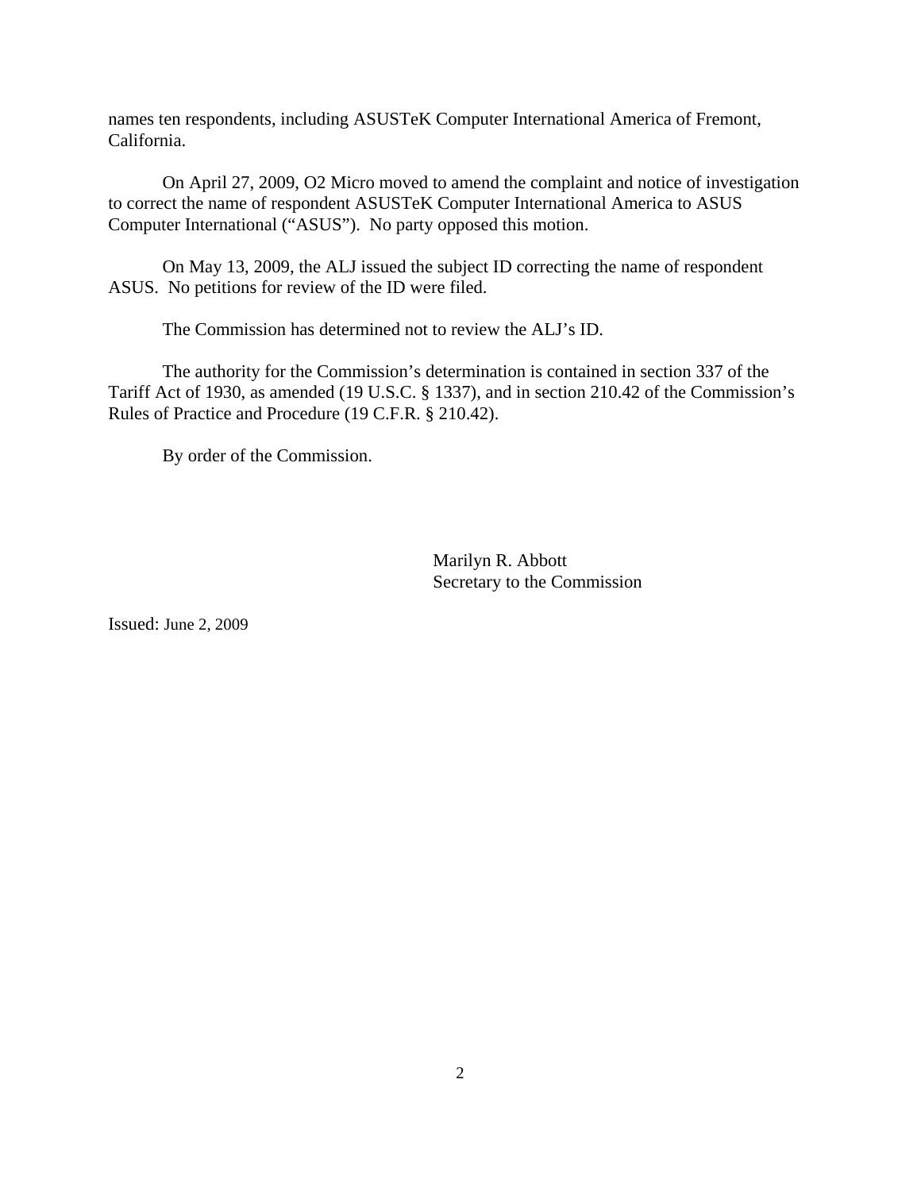names ten respondents, including ASUSTeK Computer International America of Fremont, California.

On April 27, 2009, O2 Micro moved to amend the complaint and notice of investigation to correct the name of respondent ASUSTeK Computer International America to ASUS Computer International ("ASUS"). No party opposed this motion.

On May 13, 2009, the ALJ issued the subject ID correcting the name of respondent ASUS. No petitions for review of the ID were filed.

The Commission has determined not to review the ALJ's ID.

The authority for the Commission's determination is contained in section 337 of the Tariff Act of 1930, as amended (19 U.S.C. § 1337), and in section 210.42 of the Commission's Rules of Practice and Procedure (19 C.F.R. § 210.42).

By order of the Commission.

Marilyn R. Abbott
Secretary to the Commission

Issued: June 2, 2009